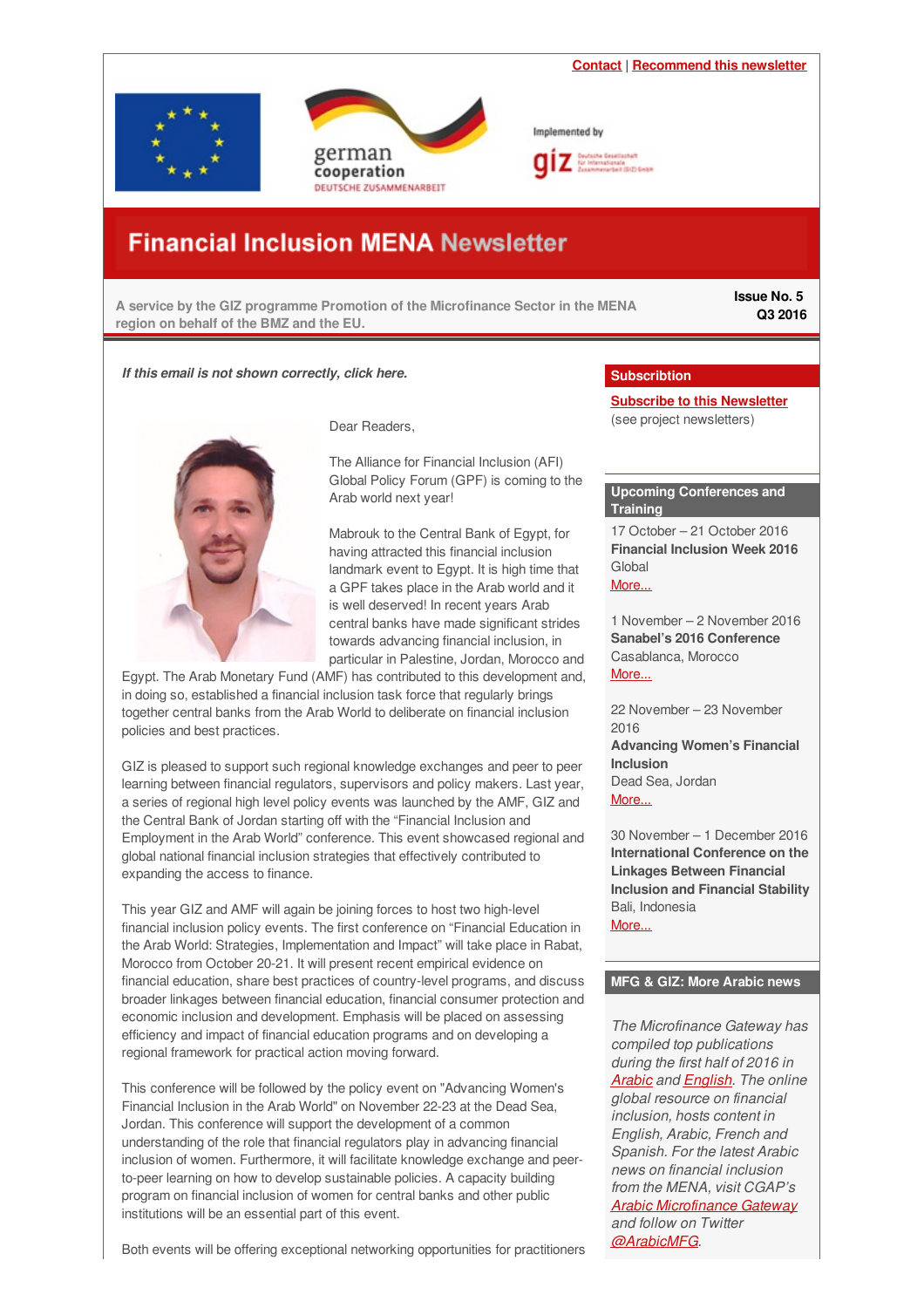Contact | Recommend this newsletter

Implemented by

# Financial Inclusion MENA Newsletter

A service by the GIZ programme Promotion of the Microfinance Sector in the MENA region on behalf of the BMZ and the EU.

**Issue No. 5**
**Q3 2016**

***If this email is not shown correctly, click here.***

Dear Readers,

The Alliance for Financial Inclusion (AFI) Global Policy Forum (GPF) is coming to the Arab world next year!

Mabrouk to the Central Bank of Egypt, for having attracted this financial inclusion landmark event to Egypt. It is high time that a GPF takes place in the Arab world and it is well deserved! In recent years Arab central banks have made significant strides towards advancing financial inclusion, in particular in Palestine, Jordan, Morocco and Egypt. The Arab Monetary Fund (AMF) has contributed to this development and, in doing so, established a financial inclusion task force that regularly brings together central banks from the Arab World to deliberate on financial inclusion policies and best practices.

GIZ is pleased to support such regional knowledge exchanges and peer to peer learning between financial regulators, supervisors and policy makers. Last year, a series of regional high level policy events was launched by the AMF, GIZ and the Central Bank of Jordan starting off with the "Financial Inclusion and Employment in the Arab World" conference. This event showcased regional and global national financial inclusion strategies that effectively contributed to expanding the access to finance.

This year GIZ and AMF will again be joining forces to host two high-level financial inclusion policy events. The first conference on "Financial Education in the Arab World: Strategies, Implementation and Impact" will take place in Rabat, Morocco from October 20-21. It will present recent empirical evidence on financial education, share best practices of country-level programs, and discuss broader linkages between financial education, financial consumer protection and economic inclusion and development. Emphasis will be placed on assessing efficiency and impact of financial education programs and on developing a regional framework for practical action moving forward.

This conference will be followed by the policy event on "Advancing Women's Financial Inclusion in the Arab World" on November 22-23 at the Dead Sea, Jordan. This conference will support the development of a common understanding of the role that financial regulators play in advancing financial inclusion of women. Furthermore, it will facilitate knowledge exchange and peer-to-peer learning on how to develop sustainable policies. A capacity building program on financial inclusion of women for central banks and other public institutions will be an essential part of this event.

Both events will be offering exceptional networking opportunities for practitioners

## Subscribtion

Subscribe to this Newsletter
(see project newsletters)

## Upcoming Conferences and Training

17 October – 21 October 2016
**Financial Inclusion Week 2016**
Global
More...

1 November – 2 November 2016
**Sanabel's 2016 Conference**
Casablanca, Morocco
More...

22 November – 23 November 2016
**Advancing Women's Financial Inclusion**
Dead Sea, Jordan
More...

30 November – 1 December 2016
**International Conference on the Linkages Between Financial Inclusion and Financial Stability**
Bali, Indonesia
More...

## MFG & GIZ: More Arabic news

*The Microfinance Gateway has compiled top publications during the first half of 2016 in Arabic and English. The online global resource on financial inclusion, hosts content in English, Arabic, French and Spanish. For the latest Arabic news on financial inclusion from the MENA, visit CGAP's Arabic Microfinance Gateway and follow on Twitter @ArabicMFG.*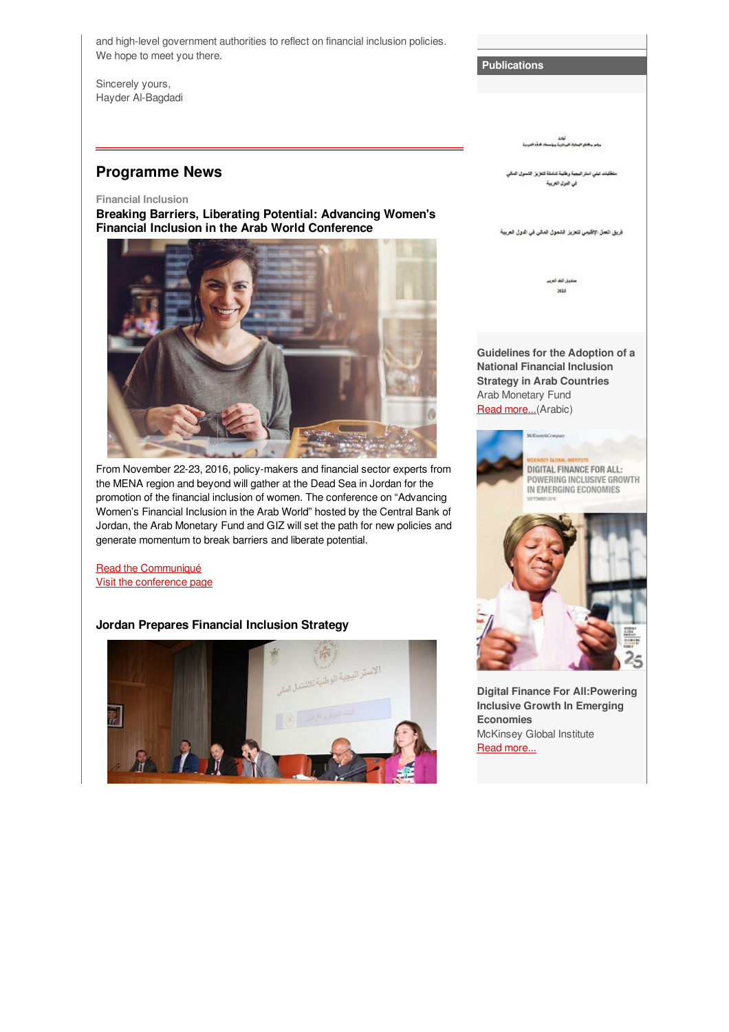and high-level government authorities to reflect on financial inclusion policies. We hope to meet you there.

Sincerely yours,
Hayder Al-Bagdadi

## Programme News

Financial Inclusion

**Breaking Barriers, Liberating Potential: Advancing Women's Financial Inclusion in the Arab World Conference**

From November 22-23, 2016, policy-makers and financial sector experts from the MENA region and beyond will gather at the Dead Sea in Jordan for the promotion of the financial inclusion of women. The conference on "Advancing Women's Financial Inclusion in the Arab World" hosted by the Central Bank of Jordan, the Arab Monetary Fund and GIZ will set the path for new policies and generate momentum to break barriers and liberate potential.

Read the Communiqué
Visit the conference page

**Jordan Prepares Financial Inclusion Strategy**

## Publications

**Guidelines for the Adoption of a National Financial Inclusion Strategy in Arab Countries**
Arab Monetary Fund
Read more...(Arabic)

**Digital Finance For All:Powering Inclusive Growth In Emerging Economies**
McKinsey Global Institute
Read more...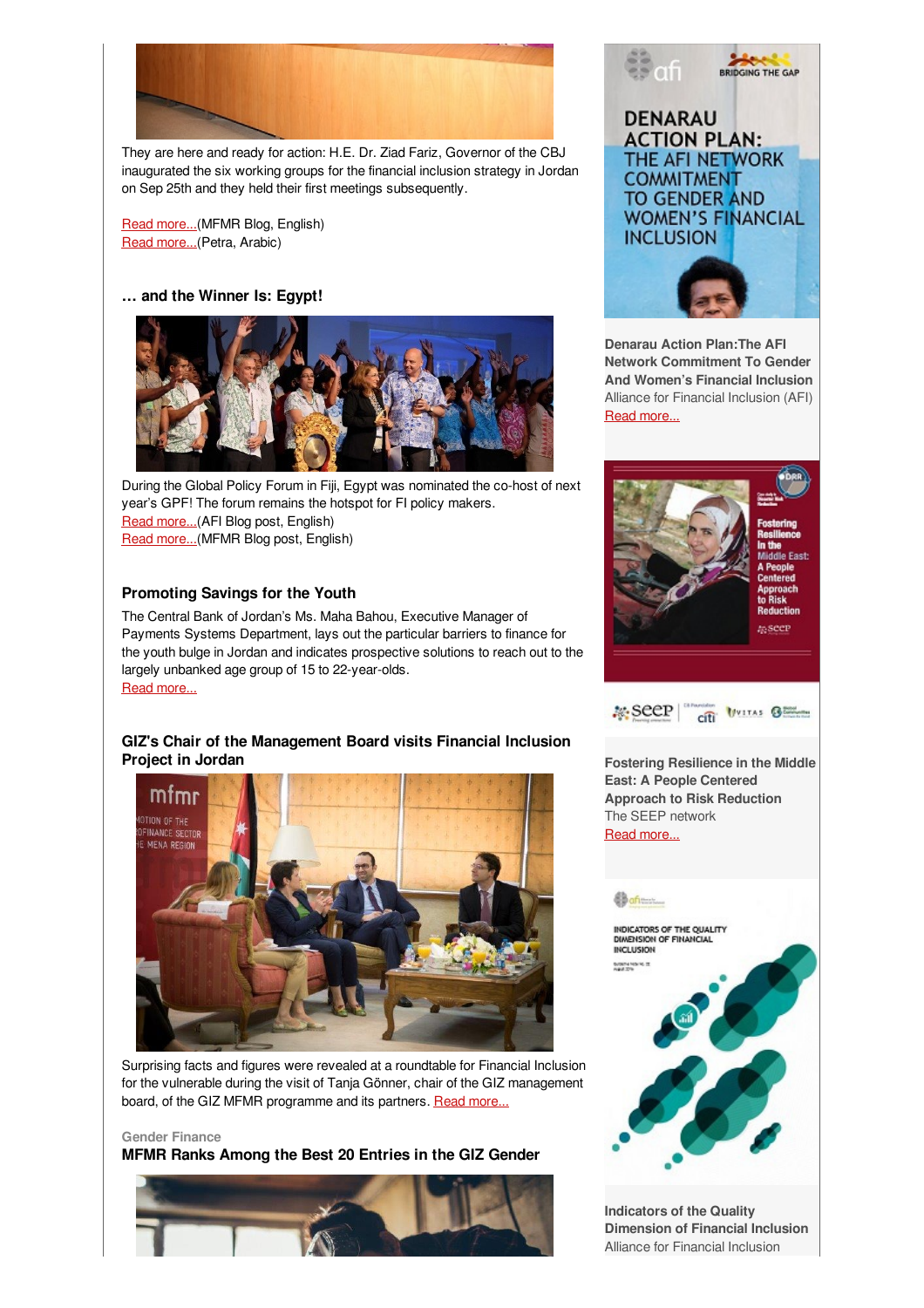They are here and ready for action: H.E. Dr. Ziad Fariz, Governor of the CBJ inaugurated the six working groups for the financial inclusion strategy in Jordan on Sep 25th and they held their first meetings subsequently.

Read more...(MFMR Blog, English)
Read more...(Petra, Arabic)

### … and the Winner Is: Egypt!

During the Global Policy Forum in Fiji, Egypt was nominated the co-host of next year's GPF! The forum remains the hotspot for FI policy makers.
Read more...(AFI Blog post, English)
Read more...(MFMR Blog post, English)

### Promoting Savings for the Youth

The Central Bank of Jordan's Ms. Maha Bahou, Executive Manager of Payments Systems Department, lays out the particular barriers to finance for the youth bulge in Jordan and indicates prospective solutions to reach out to the largely unbanked age group of 15 to 22-year-olds.
Read more...

### GIZ's Chair of the Management Board visits Financial Inclusion Project in Jordan

Surprising facts and figures were revealed at a roundtable for Financial Inclusion for the vulnerable during the visit of Tanja Gönner, chair of the GIZ management board, of the GIZ MFMR programme and its partners. Read more...

Gender Finance

### MFMR Ranks Among the Best 20 Entries in the GIZ Gender

**Denarau Action Plan:The AFI Network Commitment To Gender And Women's Financial Inclusion**
Alliance for Financial Inclusion (AFI)
Read more...

**Fostering Resilience in the Middle East: A People Centered Approach to Risk Reduction**
The SEEP network
Read more...

**Indicators of the Quality Dimension of Financial Inclusion**
Alliance for Financial Inclusion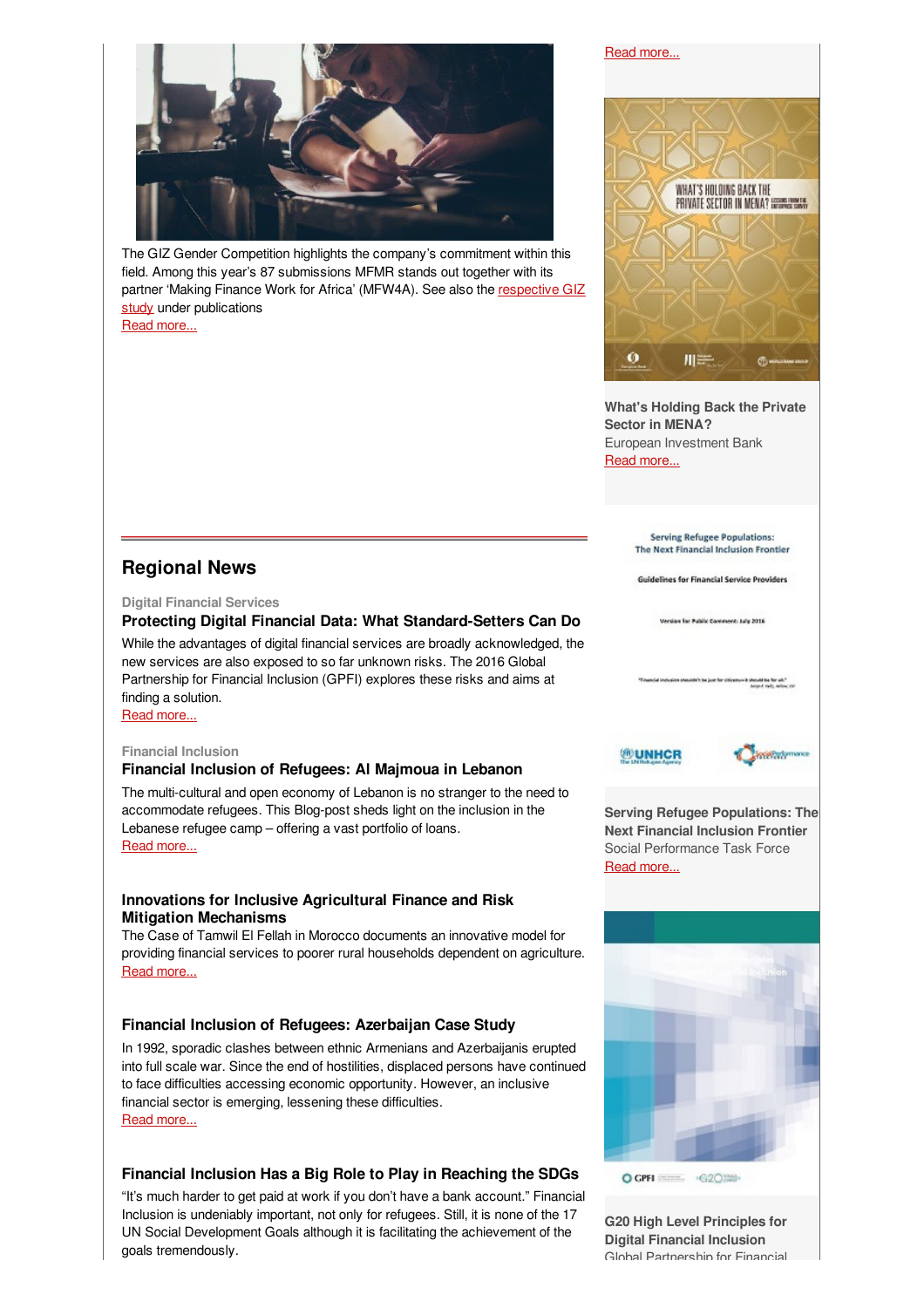The GIZ Gender Competition highlights the company's commitment within this field. Among this year's 87 submissions MFMR stands out together with its partner 'Making Finance Work for Africa' (MFW4A). See also the respective GIZ study under publications

Read more...

## Regional News

Digital Financial Services

### Protecting Digital Financial Data: What Standard-Setters Can Do

While the advantages of digital financial services are broadly acknowledged, the new services are also exposed to so far unknown risks. The 2016 Global Partnership for Financial Inclusion (GPFI) explores these risks and aims at finding a solution.

Read more...

Financial Inclusion

### Financial Inclusion of Refugees: Al Majmoua in Lebanon

The multi-cultural and open economy of Lebanon is no stranger to the need to accommodate refugees. This Blog-post sheds light on the inclusion in the Lebanese refugee camp – offering a vast portfolio of loans.

Read more...

### Innovations for Inclusive Agricultural Finance and Risk Mitigation Mechanisms

The Case of Tamwil El Fellah in Morocco documents an innovative model for providing financial services to poorer rural households dependent on agriculture.

Read more...

### Financial Inclusion of Refugees: Azerbaijan Case Study

In 1992, sporadic clashes between ethnic Armenians and Azerbaijanis erupted into full scale war. Since the end of hostilities, displaced persons have continued to face difficulties accessing economic opportunity. However, an inclusive financial sector is emerging, lessening these difficulties.

Read more...

### Financial Inclusion Has a Big Role to Play in Reaching the SDGs

"It's much harder to get paid at work if you don't have a bank account." Financial Inclusion is undeniably important, not only for refugees. Still, it is none of the 17 UN Social Development Goals although it is facilitating the achievement of the goals tremendously.

Read more...

**What's Holding Back the Private Sector in MENA?**
European Investment Bank

Read more...

**Serving Refugee Populations: The Next Financial Inclusion Frontier**
Social Performance Task Force

Read more...

**G20 High Level Principles for Digital Financial Inclusion**
Global Partnership for Financial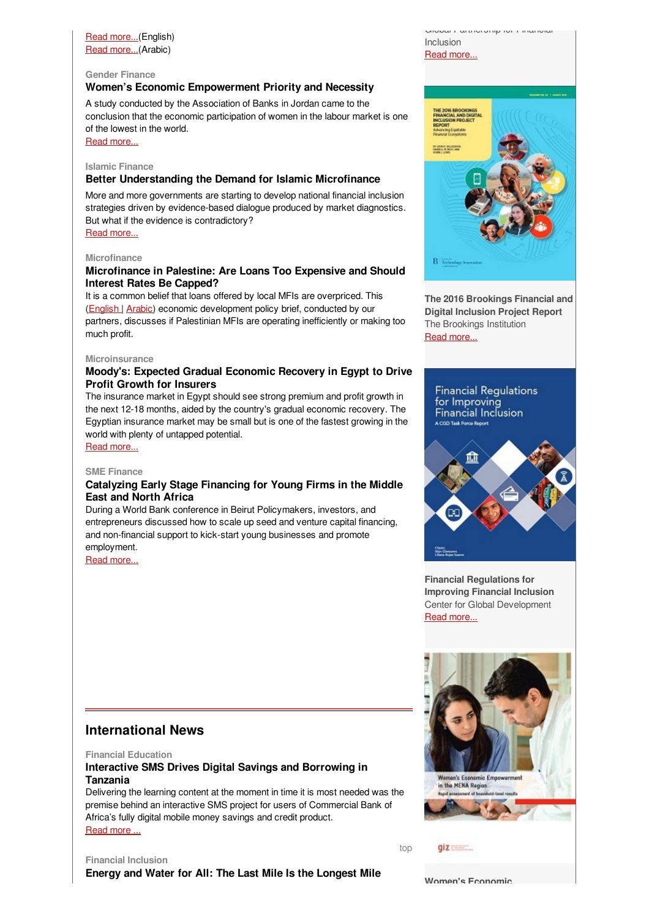Read more...(English)
Read more...(Arabic)

Gender Finance

### Women's Economic Empowerment Priority and Necessity

A study conducted by the Association of Banks in Jordan came to the conclusion that the economic participation of women in the labour market is one of the lowest in the world.
Read more...

Islamic Finance

### Better Understanding the Demand for Islamic Microfinance

More and more governments are starting to develop national financial inclusion strategies driven by evidence-based dialogue produced by market diagnostics. But what if the evidence is contradictory?
Read more...

Microfinance

### Microfinance in Palestine: Are Loans Too Expensive and Should Interest Rates Be Capped?

It is a common belief that loans offered by local MFIs are overpriced. This (English | Arabic) economic development policy brief, conducted by our partners, discusses if Palestinian MFIs are operating inefficiently or making too much profit.

Microinsurance

### Moody's: Expected Gradual Economic Recovery in Egypt to Drive Profit Growth for Insurers

The insurance market in Egypt should see strong premium and profit growth in the next 12-18 months, aided by the country's gradual economic recovery. The Egyptian insurance market may be small but is one of the fastest growing in the world with plenty of untapped potential.
Read more...

SME Finance

### Catalyzing Early Stage Financing for Young Firms in the Middle East and North Africa

During a World Bank conference in Beirut Policymakers, investors, and entrepreneurs discussed how to scale up seed and venture capital financing, and non-financial support to kick-start young businesses and promote employment.
Read more...

## International News

Financial Education

### Interactive SMS Drives Digital Savings and Borrowing in Tanzania

Delivering the learning content at the moment in time it is most needed was the premise behind an interactive SMS project for users of Commercial Bank of Africa's fully digital mobile money savings and credit product.
Read more ...

top

Financial Inclusion

### Energy and Water for All: The Last Mile Is the Longest Mile

Global Partnership for Financial Inclusion
Read more...

**The 2016 Brookings Financial and Digital Inclusion Project Report**
The Brookings Institution
Read more...

**Financial Regulations for Improving Financial Inclusion**
Center for Global Development
Read more...

**Women's Economic**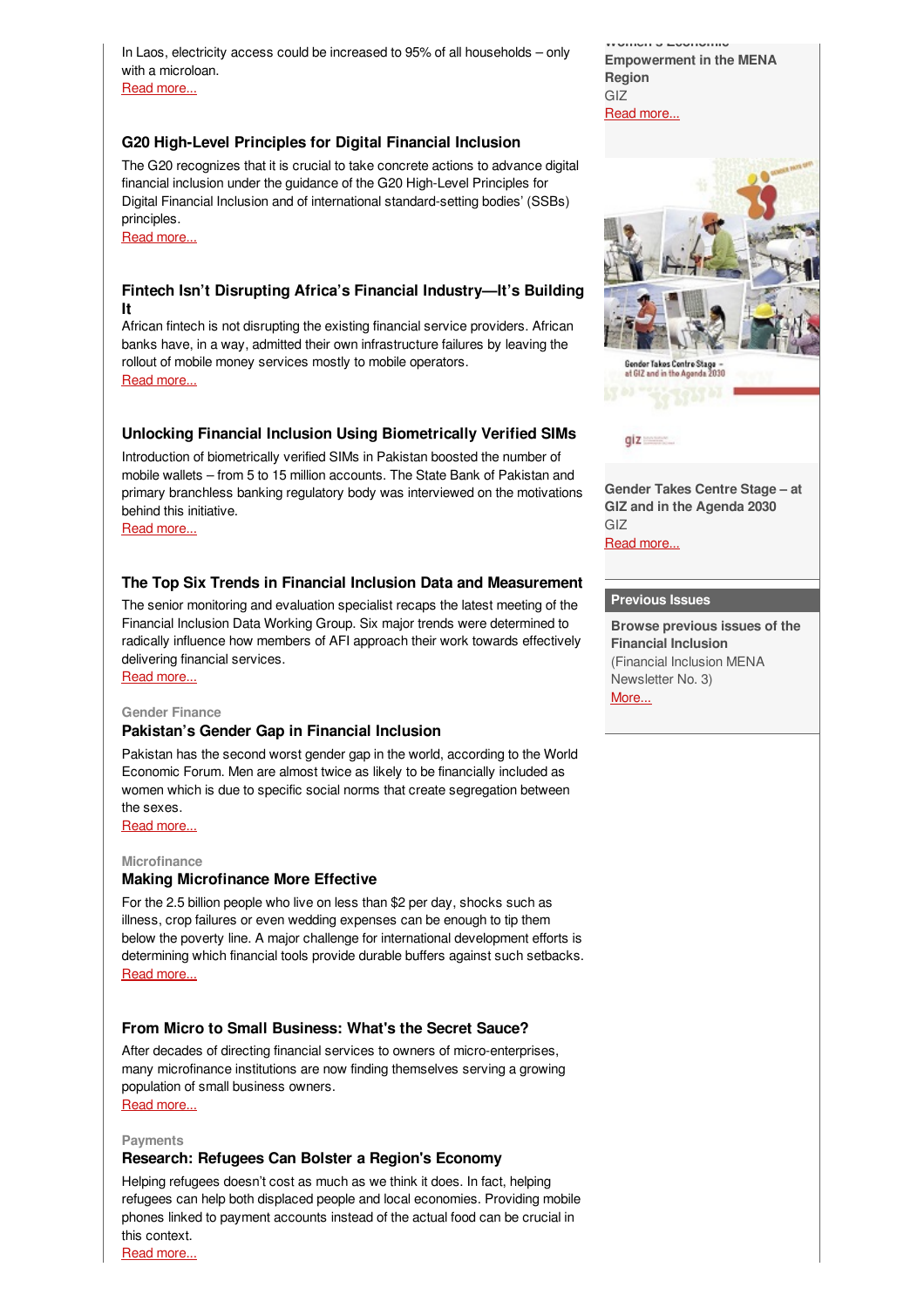In Laos, electricity access could be increased to 95% of all households – only with a microloan.
Read more...

### G20 High-Level Principles for Digital Financial Inclusion

The G20 recognizes that it is crucial to take concrete actions to advance digital financial inclusion under the guidance of the G20 High-Level Principles for Digital Financial Inclusion and of international standard-setting bodies' (SSBs) principles.
Read more...

### Fintech Isn't Disrupting Africa's Financial Industry—It's Building It

African fintech is not disrupting the existing financial service providers. African banks have, in a way, admitted their own infrastructure failures by leaving the rollout of mobile money services mostly to mobile operators.
Read more...

### Unlocking Financial Inclusion Using Biometrically Verified SIMs

Introduction of biometrically verified SIMs in Pakistan boosted the number of mobile wallets – from 5 to 15 million accounts. The State Bank of Pakistan and primary branchless banking regulatory body was interviewed on the motivations behind this initiative.
Read more...

### The Top Six Trends in Financial Inclusion Data and Measurement

The senior monitoring and evaluation specialist recaps the latest meeting of the Financial Inclusion Data Working Group. Six major trends were determined to radically influence how members of AFI approach their work towards effectively delivering financial services.
Read more...

Gender Finance

### Pakistan's Gender Gap in Financial Inclusion

Pakistan has the second worst gender gap in the world, according to the World Economic Forum. Men are almost twice as likely to be financially included as women which is due to specific social norms that create segregation between the sexes.
Read more...

Microfinance

### Making Microfinance More Effective

For the 2.5 billion people who live on less than $2 per day, shocks such as illness, crop failures or even wedding expenses can be enough to tip them below the poverty line. A major challenge for international development efforts is determining which financial tools provide durable buffers against such setbacks.
Read more...

### From Micro to Small Business: What's the Secret Sauce?

After decades of directing financial services to owners of micro-enterprises, many microfinance institutions are now finding themselves serving a growing population of small business owners.
Read more...

Payments

### Research: Refugees Can Bolster a Region's Economy

Helping refugees doesn't cost as much as we think it does. In fact, helping refugees can help both displaced people and local economies. Providing mobile phones linked to payment accounts instead of the actual food can be crucial in this context.
Read more...

**Women's Economic Empowerment in the MENA Region**
GIZ
Read more...

**Gender Takes Centre Stage – at GIZ and in the Agenda 2030**
GIZ
Read more...

**Previous Issues**

**Browse previous issues of the Financial Inclusion**
(Financial Inclusion MENA Newsletter No. 3)
More...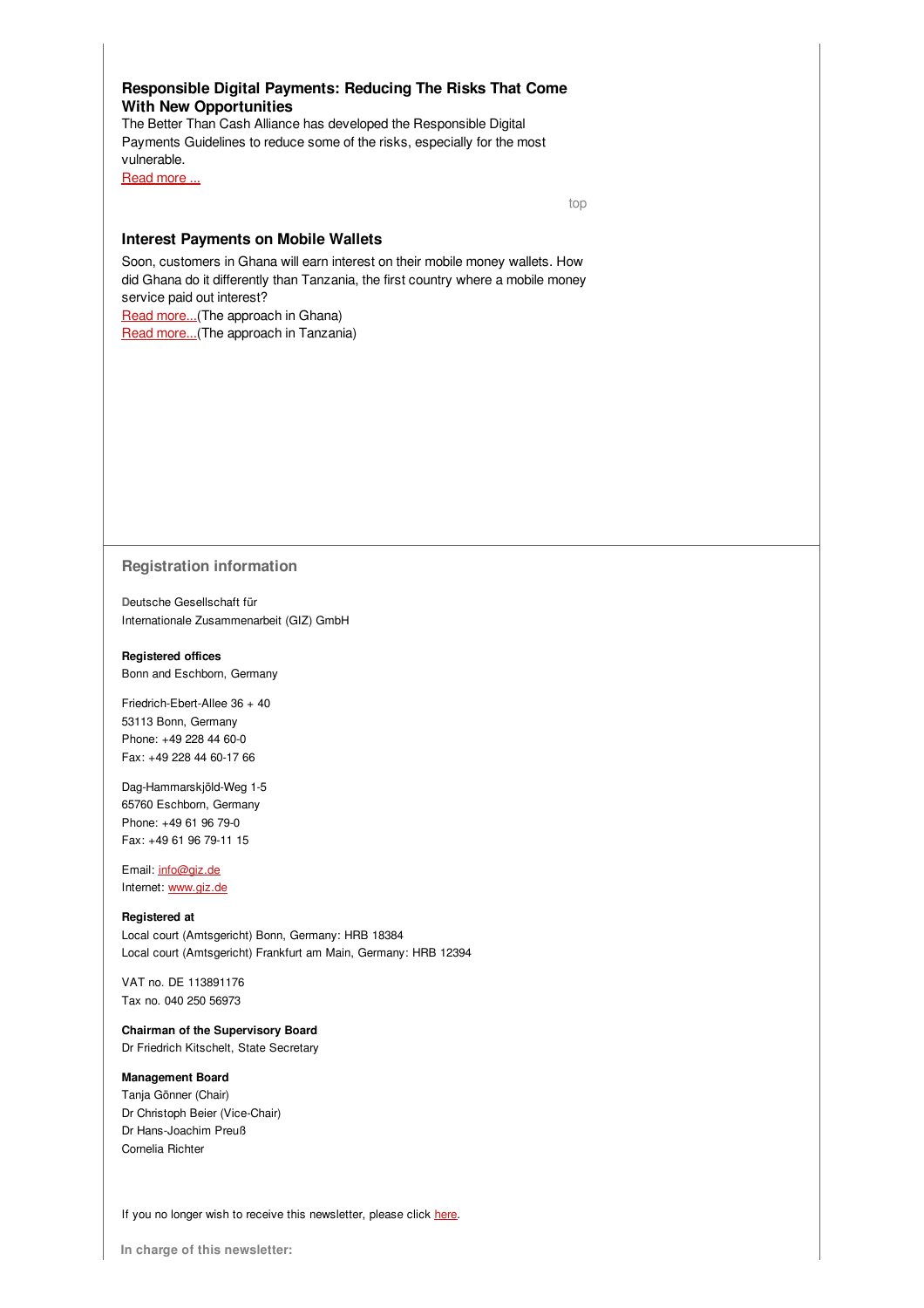### Responsible Digital Payments: Reducing The Risks That Come With New Opportunities

The Better Than Cash Alliance has developed the Responsible Digital Payments Guidelines to reduce some of the risks, especially for the most vulnerable.

Read more ...

top

### Interest Payments on Mobile Wallets

Soon, customers in Ghana will earn interest on their mobile money wallets. How did Ghana do it differently than Tanzania, the first country where a mobile money service paid out interest?

Read more...(The approach in Ghana)
Read more...(The approach in Tanzania)

## Registration information

Deutsche Gesellschaft für
Internationale Zusammenarbeit (GIZ) GmbH

**Registered offices**
Bonn and Eschborn, Germany

Friedrich-Ebert-Allee 36 + 40
53113 Bonn, Germany
Phone: +49 228 44 60-0
Fax: +49 228 44 60-17 66

Dag-Hammarskjöld-Weg 1-5
65760 Eschborn, Germany
Phone: +49 61 96 79-0
Fax: +49 61 96 79-11 15

Email: info@giz.de
Internet: www.giz.de

**Registered at**
Local court (Amtsgericht) Bonn, Germany: HRB 18384
Local court (Amtsgericht) Frankfurt am Main, Germany: HRB 12394

VAT no. DE 113891176
Tax no. 040 250 56973

**Chairman of the Supervisory Board**
Dr Friedrich Kitschelt, State Secretary

**Management Board**
Tanja Gönner (Chair)
Dr Christoph Beier (Vice-Chair)
Dr Hans-Joachim Preuß
Cornelia Richter

If you no longer wish to receive this newsletter, please click here.

**In charge of this newsletter:**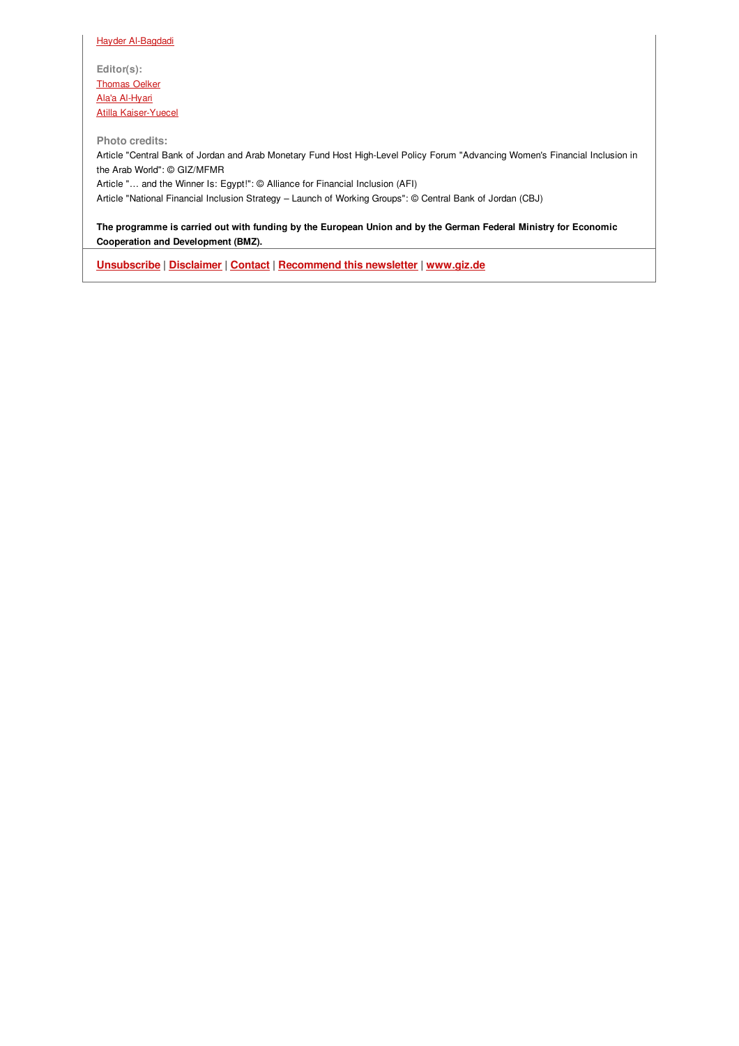Hayder Al-Bagdadi

**Editor(s):**
Thomas Oelker
Ala'a Al-Hyari
Atilla Kaiser-Yuecel

**Photo credits:**
Article "Central Bank of Jordan and Arab Monetary Fund Host High-Level Policy Forum "Advancing Women's Financial Inclusion in the Arab World": © GIZ/MFMR
Article "… and the Winner Is: Egypt!": © Alliance for Financial Inclusion (AFI)
Article "National Financial Inclusion Strategy – Launch of Working Groups": © Central Bank of Jordan (CBJ)

**The programme is carried out with funding by the European Union and by the German Federal Ministry for Economic Cooperation and Development (BMZ).**

**Unsubscribe** | **Disclaimer** | **Contact** | **Recommend this newsletter** | **www.giz.de**